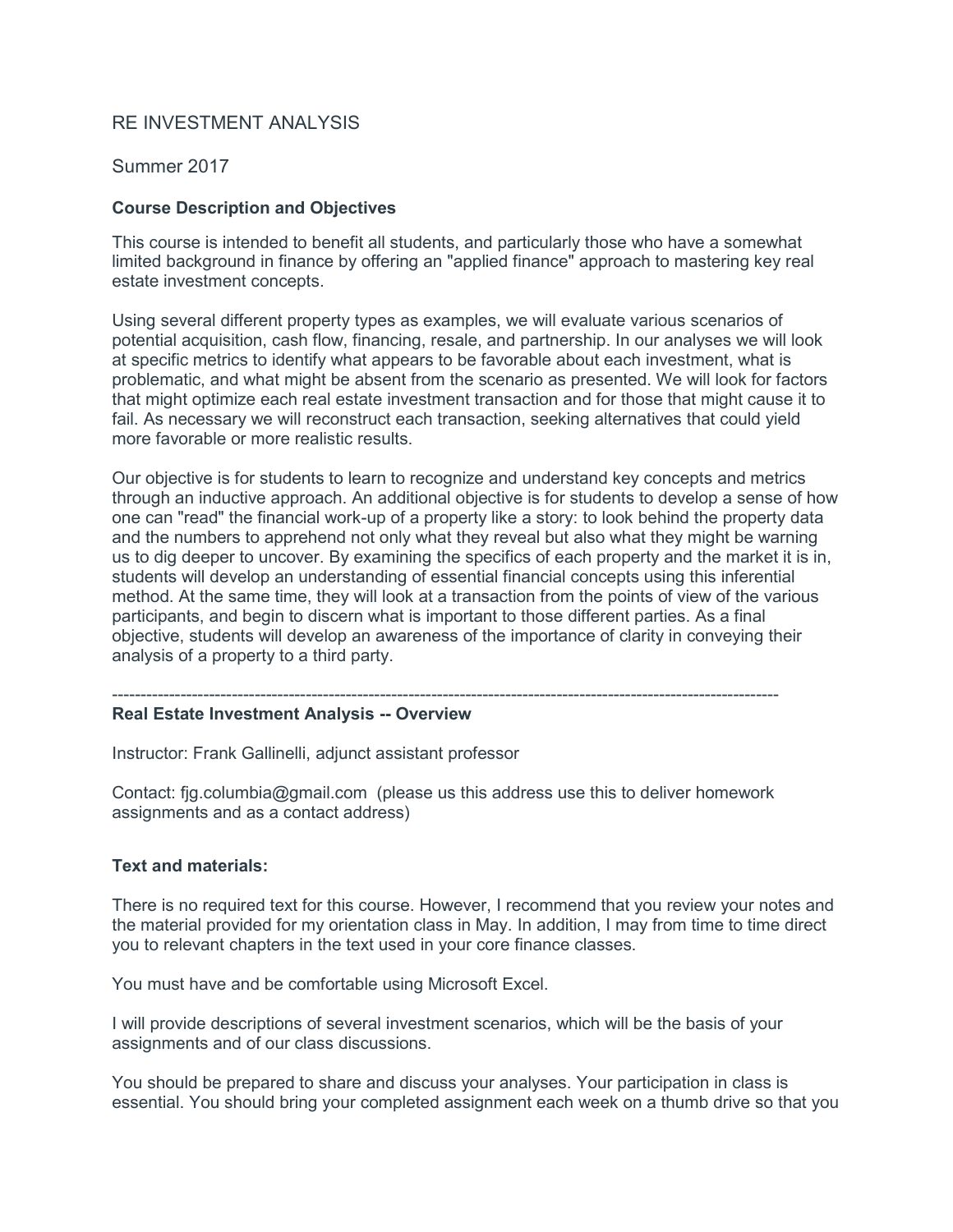RE INVESTMENT ANALYSIS

Summer 2017

**Course Description and Objectives**

This course is intended to benefit all students, and particularly those who have a somewhat limited background in finance by offering an "applied finance" approach to mastering key real estate investment concepts.

Using several different property types as examples, we will evaluate various scenarios of potential acquisition, cash flow, financing, resale, and partnership. In our analyses we will look at specific metrics to identify what appears to be favorable about each investment, what is problematic, and what might be absent from the scenario as presented. We will look for factors that might optimize each real estate investment transaction and for those that might cause it to fail. As necessary we will reconstruct each transaction, seeking alternatives that could yield more favorable or more realistic results.

Our objective is for students to learn to recognize and understand key concepts and metrics through an inductive approach. An additional objective is for students to develop a sense of how one can "read" the financial work-up of a property like a story: to look behind the property data and the numbers to apprehend not only what they reveal but also what they might be warning us to dig deeper to uncover. By examining the specifics of each property and the market it is in, students will develop an understanding of essential financial concepts using this inferential method. At the same time, they will look at a transaction from the points of view of the various participants, and begin to discern what is important to those different parties. As a final objective, students will develop an awareness of the importance of clarity in conveying their analysis of a property to a third party.

---

**Real Estate Investment Analysis -- Overview**

Instructor: Frank Gallinelli, adjunct assistant professor

Contact: fjg.columbia@gmail.com (please us this address use this to deliver homework assignments and as a contact address)

**Text and materials:**

There is no required text for this course. However, I recommend that you review your notes and the material provided for my orientation class in May. In addition, I may from time to time direct you to relevant chapters in the text used in your core finance classes.

You must have and be comfortable using Microsoft Excel.

I will provide descriptions of several investment scenarios, which will be the basis of your assignments and of our class discussions.

You should be prepared to share and discuss your analyses. Your participation in class is essential. You should bring your completed assignment each week on a thumb drive so that you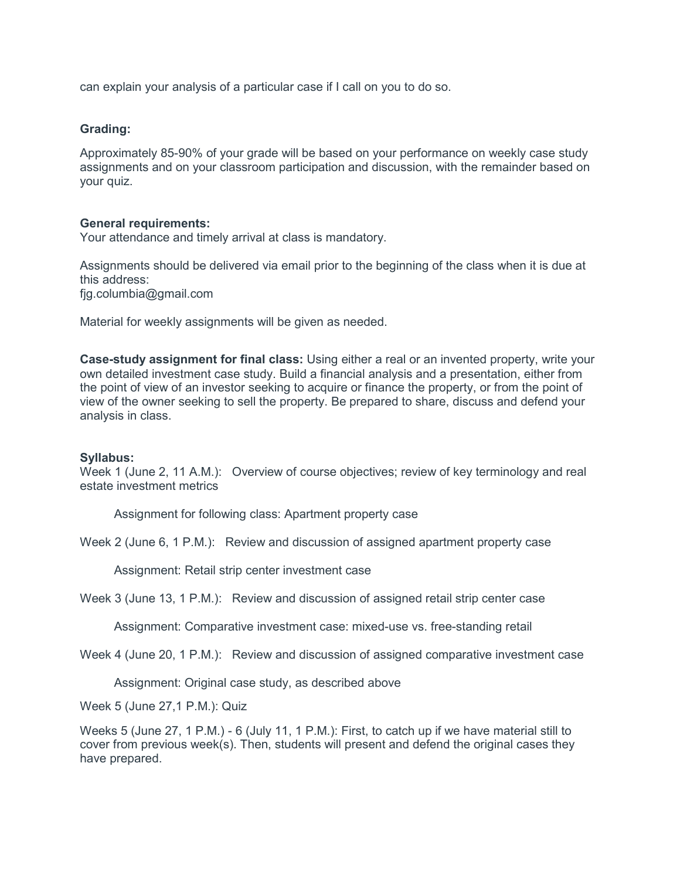can explain your analysis of a particular case if I call on you to do so.

**Grading:**

Approximately 85-90% of your grade will be based on your performance on weekly case study assignments and on your classroom participation and discussion, with the remainder based on your quiz.

**General requirements:**

Your attendance and timely arrival at class is mandatory.

Assignments should be delivered via email prior to the beginning of the class when it is due at this address:
fjg.columbia@gmail.com

Material for weekly assignments will be given as needed.

**Case-study assignment for final class:** Using either a real or an invented property, write your own detailed investment case study. Build a financial analysis and a presentation, either from the point of view of an investor seeking to acquire or finance the property, or from the point of view of the owner seeking to sell the property. Be prepared to share, discuss and defend your analysis in class.

**Syllabus:**

Week 1 (June 2, 11 A.M.): Overview of course objectives; review of key terminology and real estate investment metrics

> Assignment for following class: Apartment property case

Week 2 (June 6, 1 P.M.): Review and discussion of assigned apartment property case

> Assignment: Retail strip center investment case

Week 3 (June 13, 1 P.M.): Review and discussion of assigned retail strip center case

> Assignment: Comparative investment case: mixed-use vs. free-standing retail

Week 4 (June 20, 1 P.M.): Review and discussion of assigned comparative investment case

> Assignment: Original case study, as described above

Week 5 (June 27,1 P.M.): Quiz

Weeks 5 (June 27, 1 P.M.) - 6 (July 11, 1 P.M.): First, to catch up if we have material still to cover from previous week(s). Then, students will present and defend the original cases they have prepared.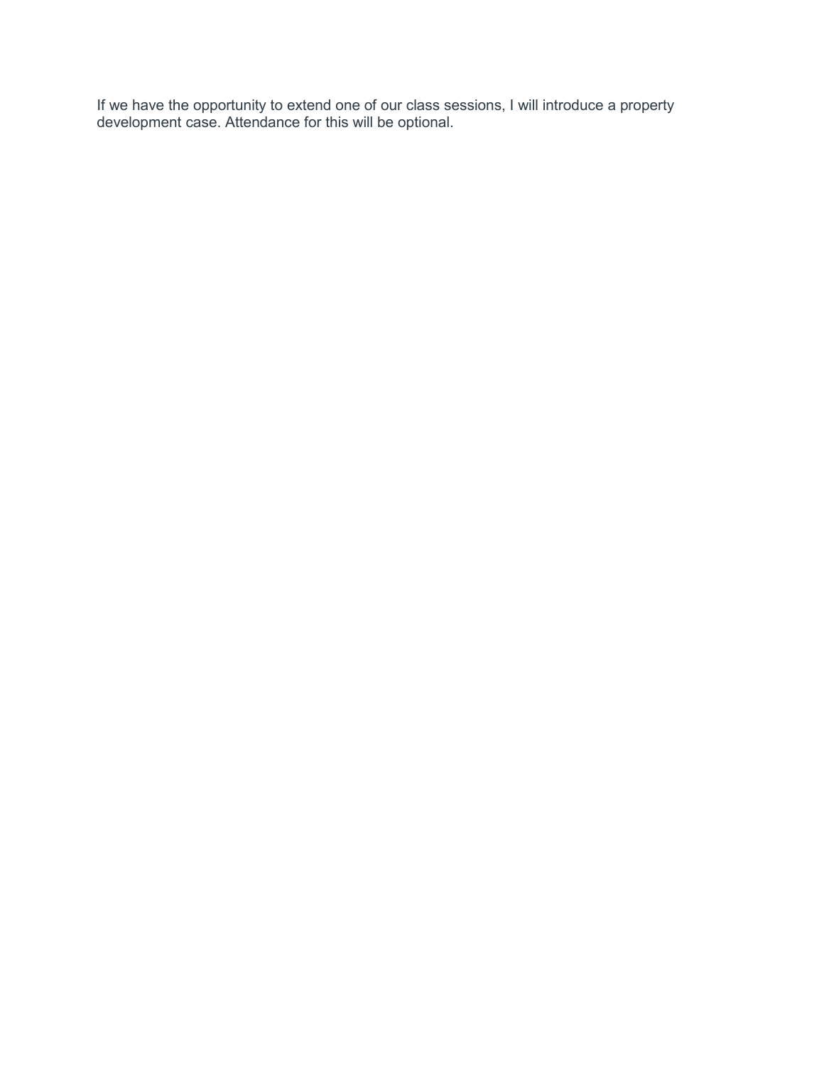If we have the opportunity to extend one of our class sessions, I will introduce a property development case. Attendance for this will be optional.